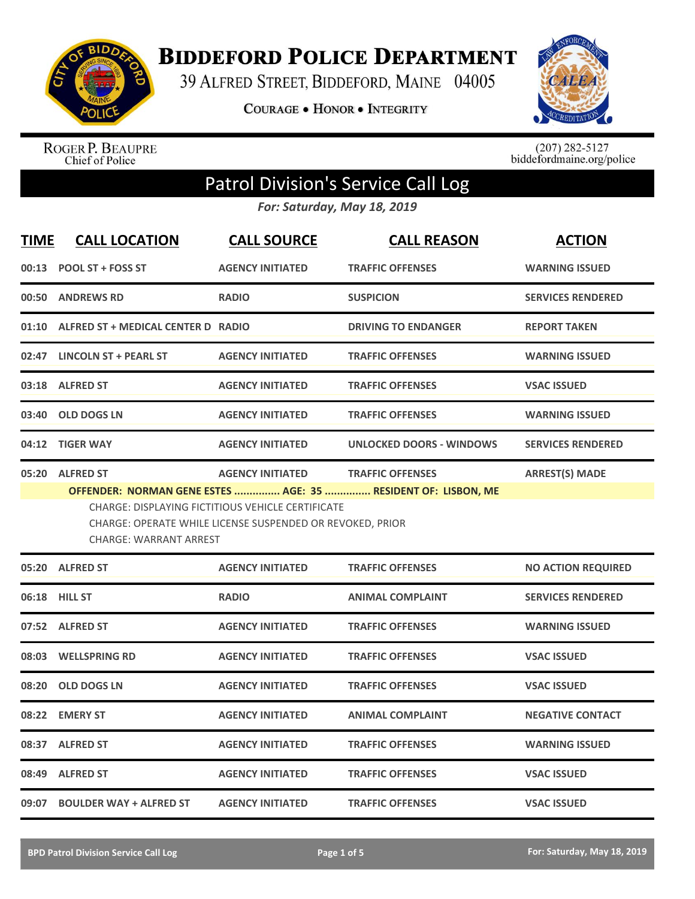# Biddeford Police Department

39 Alfred Street, Biddeford, Maine 04005

Courage • Honor • Integrity

Roger P. Beaupre
Chief of Police

(207) 282-5127
biddefordmaine.org/police

## Patrol Division's Service Call Log

*For: Saturday, May 18, 2019*

| TIME | CALL LOCATION | CALL SOURCE | CALL REASON | ACTION |
|---|---|---|---|---|
| 00:13 | POOL ST + FOSS ST | AGENCY INITIATED | TRAFFIC OFFENSES | WARNING ISSUED |
| 00:50 | ANDREWS RD | RADIO | SUSPICION | SERVICES RENDERED |
| 01:10 | ALFRED ST + MEDICAL CENTER D | RADIO | DRIVING TO ENDANGER | REPORT TAKEN |
| 02:47 | LINCOLN ST + PEARL ST | AGENCY INITIATED | TRAFFIC OFFENSES | WARNING ISSUED |
| 03:18 | ALFRED ST | AGENCY INITIATED | TRAFFIC OFFENSES | VSAC ISSUED |
| 03:40 | OLD DOGS LN | AGENCY INITIATED | TRAFFIC OFFENSES | WARNING ISSUED |
| 04:12 | TIGER WAY | AGENCY INITIATED | UNLOCKED DOORS - WINDOWS | SERVICES RENDERED |
| 05:20 | ALFRED ST | AGENCY INITIATED | TRAFFIC OFFENSES | ARREST(S) MADE |

**OFFENDER: NORMAN GENE ESTES ............... AGE: 35 ............... RESIDENT OF: LISBON, ME**

CHARGE: DISPLAYING FICTITIOUS VEHICLE CERTIFICATE
CHARGE: OPERATE WHILE LICENSE SUSPENDED OR REVOKED, PRIOR
CHARGE: WARRANT ARREST

| TIME | CALL LOCATION | CALL SOURCE | CALL REASON | ACTION |
|---|---|---|---|---|
| 05:20 | ALFRED ST | AGENCY INITIATED | TRAFFIC OFFENSES | NO ACTION REQUIRED |
| 06:18 | HILL ST | RADIO | ANIMAL COMPLAINT | SERVICES RENDERED |
| 07:52 | ALFRED ST | AGENCY INITIATED | TRAFFIC OFFENSES | WARNING ISSUED |
| 08:03 | WELLSPRING RD | AGENCY INITIATED | TRAFFIC OFFENSES | VSAC ISSUED |
| 08:20 | OLD DOGS LN | AGENCY INITIATED | TRAFFIC OFFENSES | VSAC ISSUED |
| 08:22 | EMERY ST | AGENCY INITIATED | ANIMAL COMPLAINT | NEGATIVE CONTACT |
| 08:37 | ALFRED ST | AGENCY INITIATED | TRAFFIC OFFENSES | WARNING ISSUED |
| 08:49 | ALFRED ST | AGENCY INITIATED | TRAFFIC OFFENSES | VSAC ISSUED |
| 09:07 | BOULDER WAY + ALFRED ST | AGENCY INITIATED | TRAFFIC OFFENSES | VSAC ISSUED |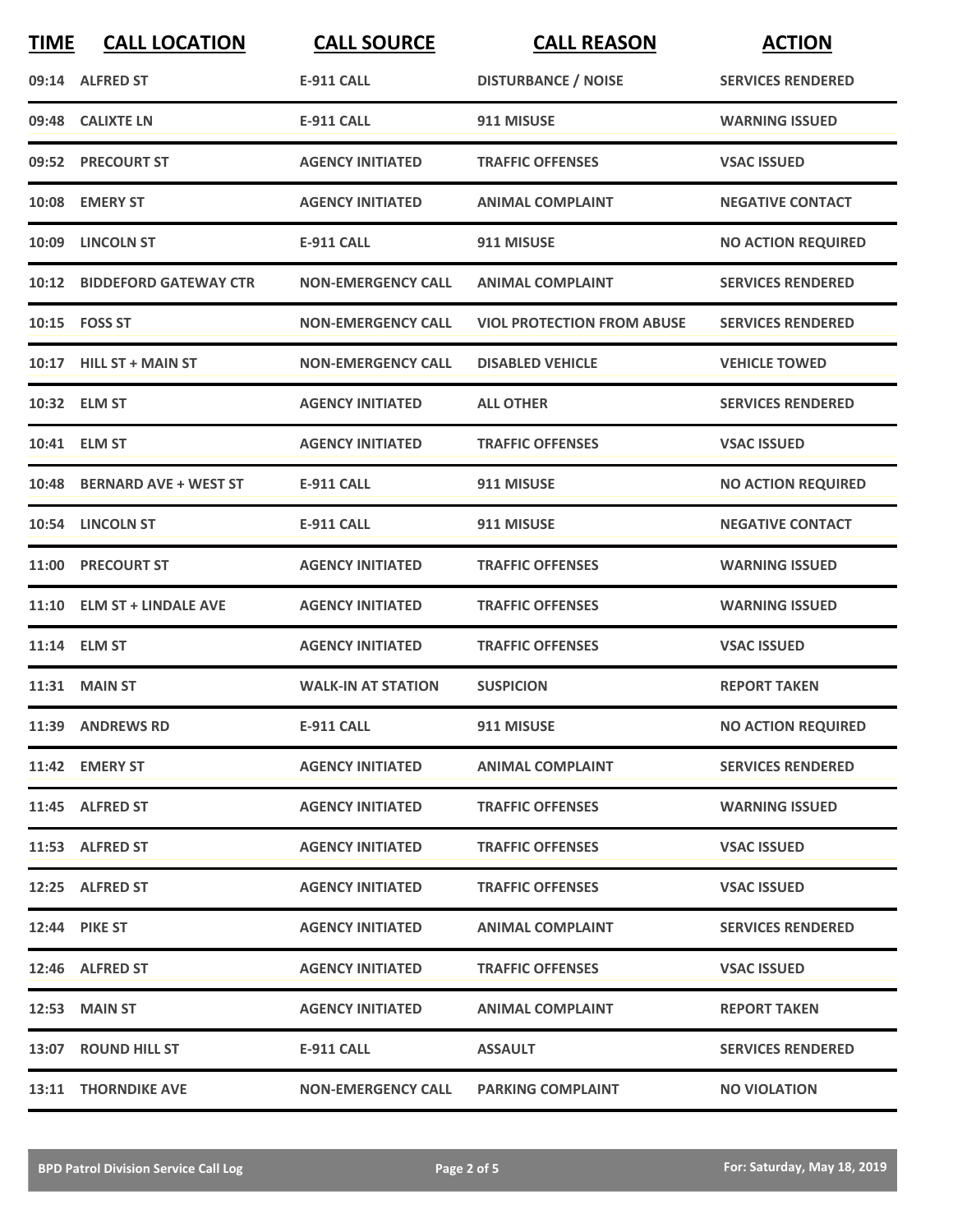| TIME | CALL LOCATION | CALL SOURCE | CALL REASON | ACTION |
|---|---|---|---|---|
| 09:14 | ALFRED ST | E-911 CALL | DISTURBANCE / NOISE | SERVICES RENDERED |
| 09:48 | CALIXTE LN | E-911 CALL | 911 MISUSE | WARNING ISSUED |
| 09:52 | PRECOURT ST | AGENCY INITIATED | TRAFFIC OFFENSES | VSAC ISSUED |
| 10:08 | EMERY ST | AGENCY INITIATED | ANIMAL COMPLAINT | NEGATIVE CONTACT |
| 10:09 | LINCOLN ST | E-911 CALL | 911 MISUSE | NO ACTION REQUIRED |
| 10:12 | BIDDEFORD GATEWAY CTR | NON-EMERGENCY CALL | ANIMAL COMPLAINT | SERVICES RENDERED |
| 10:15 | FOSS ST | NON-EMERGENCY CALL | VIOL PROTECTION FROM ABUSE | SERVICES RENDERED |
| 10:17 | HILL ST + MAIN ST | NON-EMERGENCY CALL | DISABLED VEHICLE | VEHICLE TOWED |
| 10:32 | ELM ST | AGENCY INITIATED | ALL OTHER | SERVICES RENDERED |
| 10:41 | ELM ST | AGENCY INITIATED | TRAFFIC OFFENSES | VSAC ISSUED |
| 10:48 | BERNARD AVE + WEST ST | E-911 CALL | 911 MISUSE | NO ACTION REQUIRED |
| 10:54 | LINCOLN ST | E-911 CALL | 911 MISUSE | NEGATIVE CONTACT |
| 11:00 | PRECOURT ST | AGENCY INITIATED | TRAFFIC OFFENSES | WARNING ISSUED |
| 11:10 | ELM ST + LINDALE AVE | AGENCY INITIATED | TRAFFIC OFFENSES | WARNING ISSUED |
| 11:14 | ELM ST | AGENCY INITIATED | TRAFFIC OFFENSES | VSAC ISSUED |
| 11:31 | MAIN ST | WALK-IN AT STATION | SUSPICION | REPORT TAKEN |
| 11:39 | ANDREWS RD | E-911 CALL | 911 MISUSE | NO ACTION REQUIRED |
| 11:42 | EMERY ST | AGENCY INITIATED | ANIMAL COMPLAINT | SERVICES RENDERED |
| 11:45 | ALFRED ST | AGENCY INITIATED | TRAFFIC OFFENSES | WARNING ISSUED |
| 11:53 | ALFRED ST | AGENCY INITIATED | TRAFFIC OFFENSES | VSAC ISSUED |
| 12:25 | ALFRED ST | AGENCY INITIATED | TRAFFIC OFFENSES | VSAC ISSUED |
| 12:44 | PIKE ST | AGENCY INITIATED | ANIMAL COMPLAINT | SERVICES RENDERED |
| 12:46 | ALFRED ST | AGENCY INITIATED | TRAFFIC OFFENSES | VSAC ISSUED |
| 12:53 | MAIN ST | AGENCY INITIATED | ANIMAL COMPLAINT | REPORT TAKEN |
| 13:07 | ROUND HILL ST | E-911 CALL | ASSAULT | SERVICES RENDERED |
| 13:11 | THORNDIKE AVE | NON-EMERGENCY CALL | PARKING COMPLAINT | NO VIOLATION |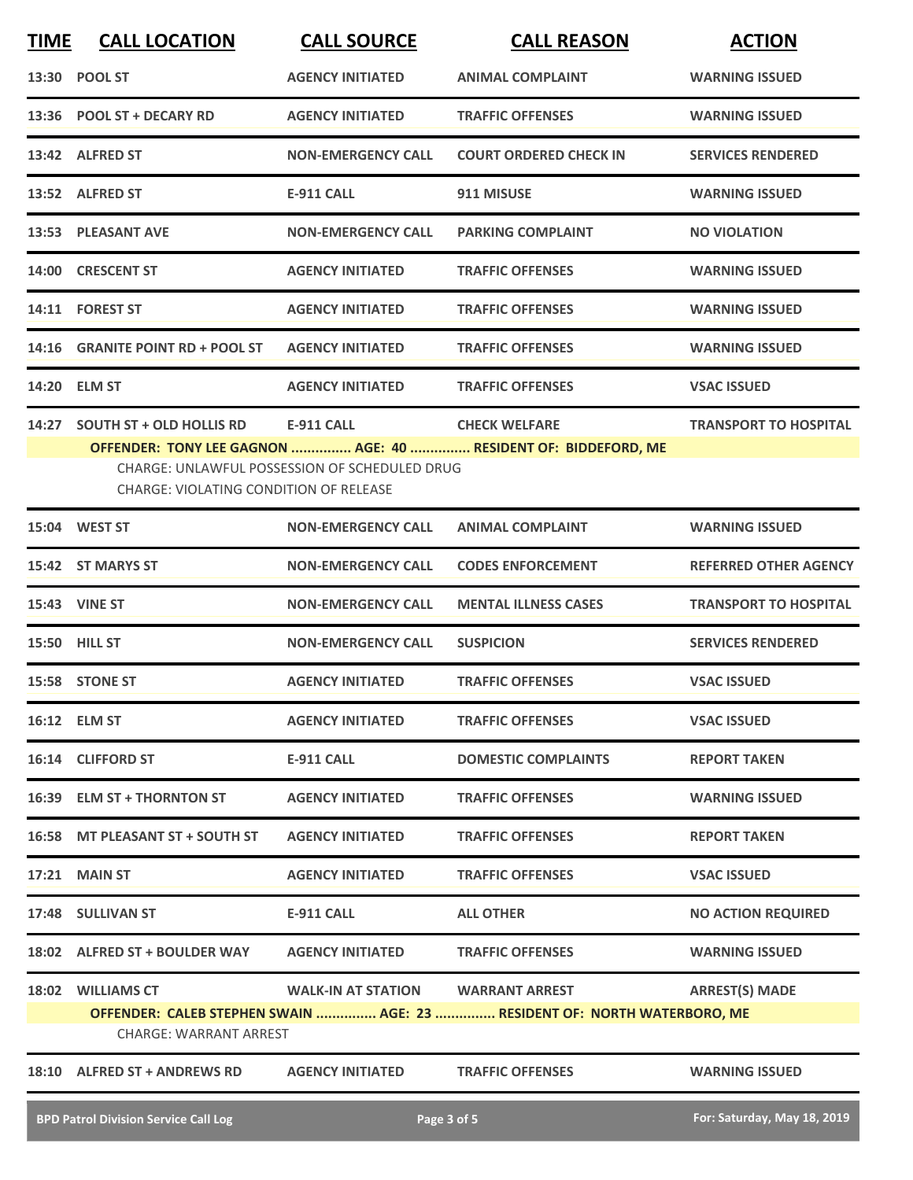| TIME | CALL LOCATION | CALL SOURCE | CALL REASON | ACTION |
|---|---|---|---|---|
| 13:30 | POOL ST | AGENCY INITIATED | ANIMAL COMPLAINT | WARNING ISSUED |
| 13:36 | POOL ST + DECARY RD | AGENCY INITIATED | TRAFFIC OFFENSES | WARNING ISSUED |
| 13:42 | ALFRED ST | NON-EMERGENCY CALL | COURT ORDERED CHECK IN | SERVICES RENDERED |
| 13:52 | ALFRED ST | E-911 CALL | 911 MISUSE | WARNING ISSUED |
| 13:53 | PLEASANT AVE | NON-EMERGENCY CALL | PARKING COMPLAINT | NO VIOLATION |
| 14:00 | CRESCENT ST | AGENCY INITIATED | TRAFFIC OFFENSES | WARNING ISSUED |
| 14:11 | FOREST ST | AGENCY INITIATED | TRAFFIC OFFENSES | WARNING ISSUED |
| 14:16 | GRANITE POINT RD + POOL ST | AGENCY INITIATED | TRAFFIC OFFENSES | WARNING ISSUED |
| 14:20 | ELM ST | AGENCY INITIATED | TRAFFIC OFFENSES | VSAC ISSUED |
| 14:27 | SOUTH ST + OLD HOLLIS RD | E-911 CALL | CHECK WELFARE | TRANSPORT TO HOSPITAL |

**OFFENDER: TONY LEE GAGNON ............... AGE: 40 ............... RESIDENT OF: BIDDEFORD, ME**

CHARGE: UNLAWFUL POSSESSION OF SCHEDULED DRUG
CHARGE: VIOLATING CONDITION OF RELEASE

| TIME | CALL LOCATION | CALL SOURCE | CALL REASON | ACTION |
|---|---|---|---|---|
| 15:04 | WEST ST | NON-EMERGENCY CALL | ANIMAL COMPLAINT | WARNING ISSUED |
| 15:42 | ST MARYS ST | NON-EMERGENCY CALL | CODES ENFORCEMENT | REFERRED OTHER AGENCY |
| 15:43 | VINE ST | NON-EMERGENCY CALL | MENTAL ILLNESS CASES | TRANSPORT TO HOSPITAL |
| 15:50 | HILL ST | NON-EMERGENCY CALL | SUSPICION | SERVICES RENDERED |
| 15:58 | STONE ST | AGENCY INITIATED | TRAFFIC OFFENSES | VSAC ISSUED |
| 16:12 | ELM ST | AGENCY INITIATED | TRAFFIC OFFENSES | VSAC ISSUED |
| 16:14 | CLIFFORD ST | E-911 CALL | DOMESTIC COMPLAINTS | REPORT TAKEN |
| 16:39 | ELM ST + THORNTON ST | AGENCY INITIATED | TRAFFIC OFFENSES | WARNING ISSUED |
| 16:58 | MT PLEASANT ST + SOUTH ST | AGENCY INITIATED | TRAFFIC OFFENSES | REPORT TAKEN |
| 17:21 | MAIN ST | AGENCY INITIATED | TRAFFIC OFFENSES | VSAC ISSUED |
| 17:48 | SULLIVAN ST | E-911 CALL | ALL OTHER | NO ACTION REQUIRED |
| 18:02 | ALFRED ST + BOULDER WAY | AGENCY INITIATED | TRAFFIC OFFENSES | WARNING ISSUED |
| 18:02 | WILLIAMS CT | WALK-IN AT STATION | WARRANT ARREST | ARREST(S) MADE |

**OFFENDER: CALEB STEPHEN SWAIN ............... AGE: 23 ............... RESIDENT OF: NORTH WATERBORO, ME**

CHARGE: WARRANT ARREST

| TIME | CALL LOCATION | CALL SOURCE | CALL REASON | ACTION |
|---|---|---|---|---|
| 18:10 | ALFRED ST + ANDREWS RD | AGENCY INITIATED | TRAFFIC OFFENSES | WARNING ISSUED |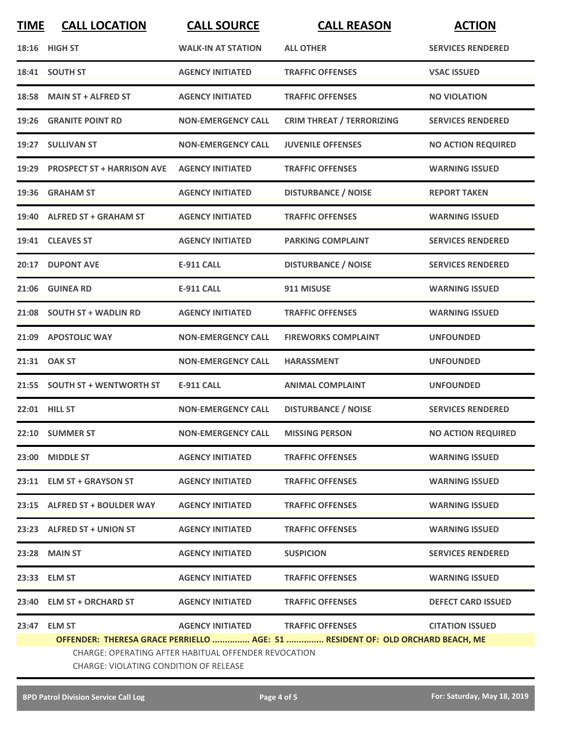| TIME | CALL LOCATION | CALL SOURCE | CALL REASON | ACTION |
|---|---|---|---|---|
| 18:16 | HIGH ST | WALK-IN AT STATION | ALL OTHER | SERVICES RENDERED |
| 18:41 | SOUTH ST | AGENCY INITIATED | TRAFFIC OFFENSES | VSAC ISSUED |
| 18:58 | MAIN ST + ALFRED ST | AGENCY INITIATED | TRAFFIC OFFENSES | NO VIOLATION |
| 19:26 | GRANITE POINT RD | NON-EMERGENCY CALL | CRIM THREAT / TERRORIZING | SERVICES RENDERED |
| 19:27 | SULLIVAN ST | NON-EMERGENCY CALL | JUVENILE OFFENSES | NO ACTION REQUIRED |
| 19:29 | PROSPECT ST + HARRISON AVE | AGENCY INITIATED | TRAFFIC OFFENSES | WARNING ISSUED |
| 19:36 | GRAHAM ST | AGENCY INITIATED | DISTURBANCE / NOISE | REPORT TAKEN |
| 19:40 | ALFRED ST + GRAHAM ST | AGENCY INITIATED | TRAFFIC OFFENSES | WARNING ISSUED |
| 19:41 | CLEAVES ST | AGENCY INITIATED | PARKING COMPLAINT | SERVICES RENDERED |
| 20:17 | DUPONT AVE | E-911 CALL | DISTURBANCE / NOISE | SERVICES RENDERED |
| 21:06 | GUINEA RD | E-911 CALL | 911 MISUSE | WARNING ISSUED |
| 21:08 | SOUTH ST + WADLIN RD | AGENCY INITIATED | TRAFFIC OFFENSES | WARNING ISSUED |
| 21:09 | APOSTOLIC WAY | NON-EMERGENCY CALL | FIREWORKS COMPLAINT | UNFOUNDED |
| 21:31 | OAK ST | NON-EMERGENCY CALL | HARASSMENT | UNFOUNDED |
| 21:55 | SOUTH ST + WENTWORTH ST | E-911 CALL | ANIMAL COMPLAINT | UNFOUNDED |
| 22:01 | HILL ST | NON-EMERGENCY CALL | DISTURBANCE / NOISE | SERVICES RENDERED |
| 22:10 | SUMMER ST | NON-EMERGENCY CALL | MISSING PERSON | NO ACTION REQUIRED |
| 23:00 | MIDDLE ST | AGENCY INITIATED | TRAFFIC OFFENSES | WARNING ISSUED |
| 23:11 | ELM ST + GRAYSON ST | AGENCY INITIATED | TRAFFIC OFFENSES | WARNING ISSUED |
| 23:15 | ALFRED ST + BOULDER WAY | AGENCY INITIATED | TRAFFIC OFFENSES | WARNING ISSUED |
| 23:23 | ALFRED ST + UNION ST | AGENCY INITIATED | TRAFFIC OFFENSES | WARNING ISSUED |
| 23:28 | MAIN ST | AGENCY INITIATED | SUSPICION | SERVICES RENDERED |
| 23:33 | ELM ST | AGENCY INITIATED | TRAFFIC OFFENSES | WARNING ISSUED |
| 23:40 | ELM ST + ORCHARD ST | AGENCY INITIATED | TRAFFIC OFFENSES | DEFECT CARD ISSUED |
| 23:47 | ELM ST | AGENCY INITIATED | TRAFFIC OFFENSES | CITATION ISSUED |

**OFFENDER: THERESA GRACE PERRIELLO ............... AGE: 51 ............... RESIDENT OF: OLD ORCHARD BEACH, ME**

CHARGE: OPERATING AFTER HABITUAL OFFENDER REVOCATION

CHARGE: VIOLATING CONDITION OF RELEASE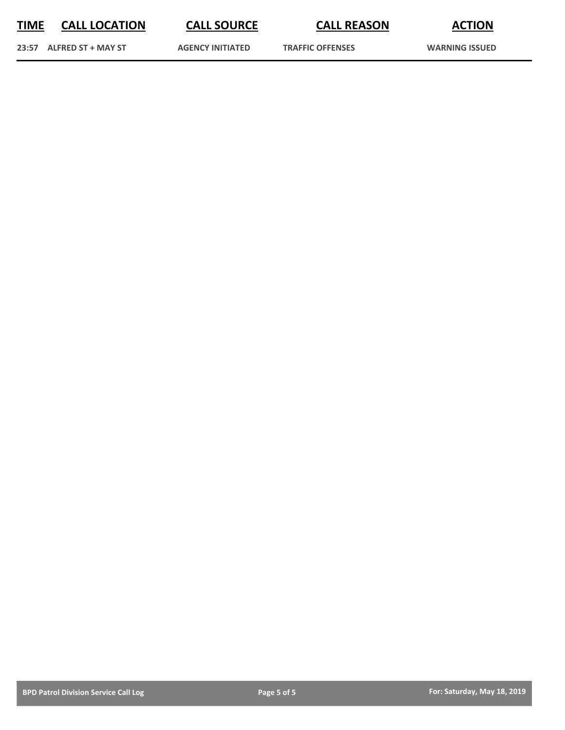| TIME | CALL LOCATION | CALL SOURCE | CALL REASON | ACTION |
| --- | --- | --- | --- | --- |
| 23:57 | ALFRED ST + MAY ST | AGENCY INITIATED | TRAFFIC OFFENSES | WARNING ISSUED |